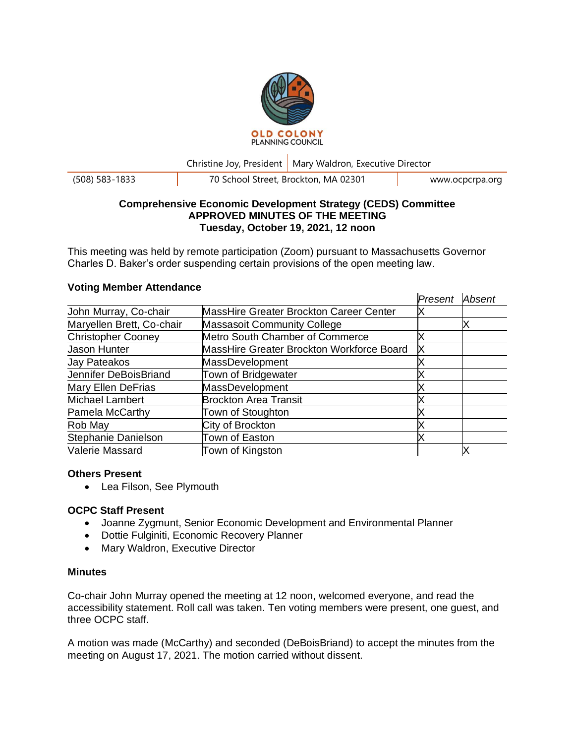OLD COLONY PLANNING COUNCIL

Christine Joy, President | Mary Waldron, Executive Director

(508) 583-1833 | 70 School Street, Brockton, MA 02301 | www.ocpcrpa.org

**Comprehensive Economic Development Strategy (CEDS) Committee**
**APPROVED MINUTES OF THE MEETING**
**Tuesday, October 19, 2021, 12 noon**

This meeting was held by remote participation (Zoom) pursuant to Massachusetts Governor Charles D. Baker's order suspending certain provisions of the open meeting law.

### Voting Member Attendance

| | | *Present* | *Absent* |
|---|---|---|---|
| John Murray, Co-chair | MassHire Greater Brockton Career Center | X | |
| Maryellen Brett, Co-chair | Massasoit Community College | | X |
| Christopher Cooney | Metro South Chamber of Commerce | X | |
| Jason Hunter | MassHire Greater Brockton Workforce Board | X | |
| Jay Pateakos | MassDevelopment | X | |
| Jennifer DeBoisBriand | Town of Bridgewater | X | |
| Mary Ellen DeFrias | MassDevelopment | X | |
| Michael Lambert | Brockton Area Transit | X | |
| Pamela McCarthy | Town of Stoughton | X | |
| Rob May | City of Brockton | X | |
| Stephanie Danielson | Town of Easton | X | |
| Valerie Massard | Town of Kingston | | X |

### Others Present

- Lea Filson, See Plymouth

### OCPC Staff Present

- Joanne Zygmunt, Senior Economic Development and Environmental Planner
- Dottie Fulginiti, Economic Recovery Planner
- Mary Waldron, Executive Director

### Minutes

Co-chair John Murray opened the meeting at 12 noon, welcomed everyone, and read the accessibility statement. Roll call was taken. Ten voting members were present, one guest, and three OCPC staff.

A motion was made (McCarthy) and seconded (DeBoisBriand) to accept the minutes from the meeting on August 17, 2021. The motion carried without dissent.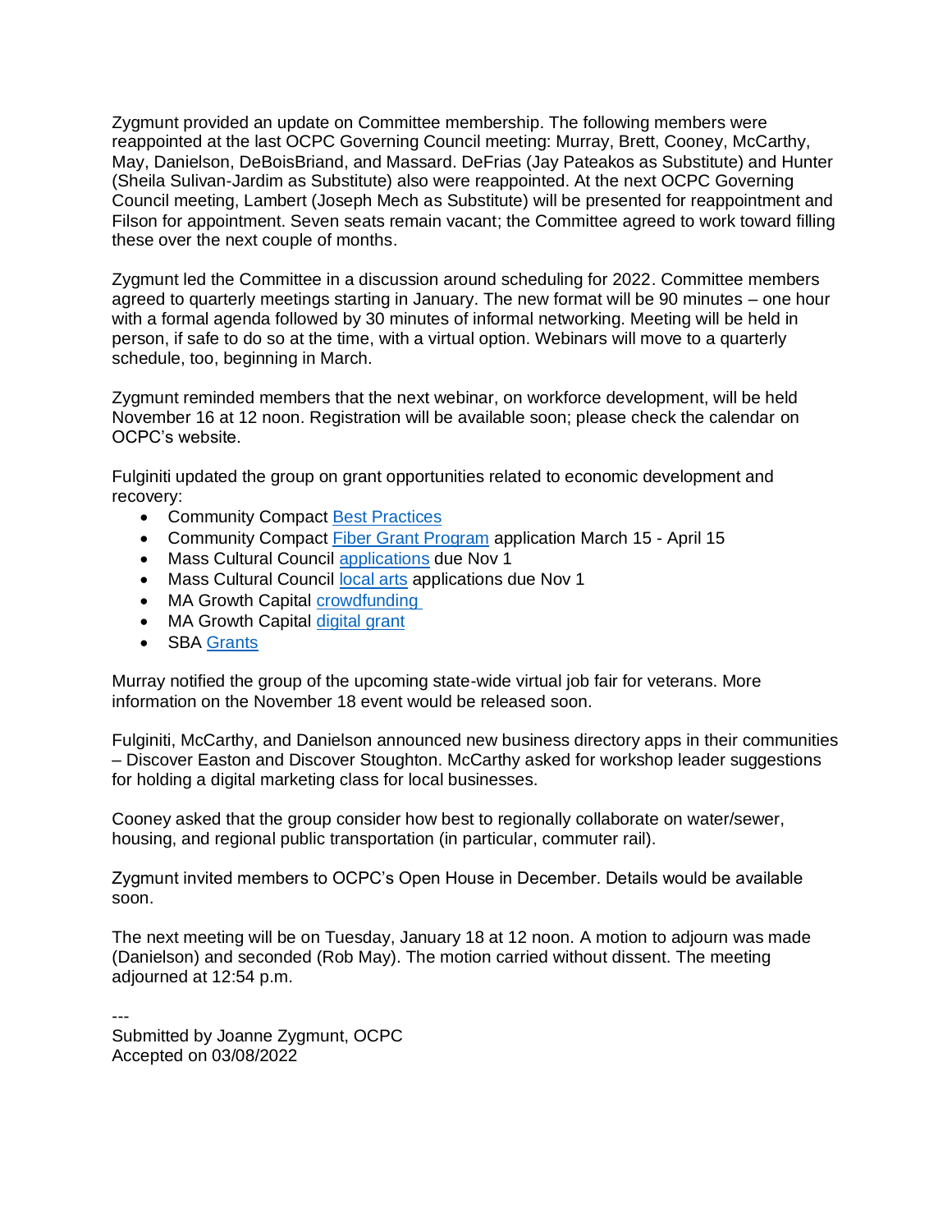Zygmunt provided an update on Committee membership. The following members were reappointed at the last OCPC Governing Council meeting: Murray, Brett, Cooney, McCarthy, May, Danielson, DeBoisBriand, and Massard. DeFrias (Jay Pateakos as Substitute) and Hunter (Sheila Sulivan-Jardim as Substitute) also were reappointed. At the next OCPC Governing Council meeting, Lambert (Joseph Mech as Substitute) will be presented for reappointment and Filson for appointment. Seven seats remain vacant; the Committee agreed to work toward filling these over the next couple of months.

Zygmunt led the Committee in a discussion around scheduling for 2022. Committee members agreed to quarterly meetings starting in January. The new format will be 90 minutes – one hour with a formal agenda followed by 30 minutes of informal networking. Meeting will be held in person, if safe to do so at the time, with a virtual option. Webinars will move to a quarterly schedule, too, beginning in March.

Zygmunt reminded members that the next webinar, on workforce development, will be held November 16 at 12 noon. Registration will be available soon; please check the calendar on OCPC's website.

Fulginiti updated the group on grant opportunities related to economic development and recovery:

- Community Compact Best Practices
- Community Compact Fiber Grant Program application March 15 - April 15
- Mass Cultural Council applications due Nov 1
- Mass Cultural Council local arts applications due Nov 1
- MA Growth Capital crowdfunding
- MA Growth Capital digital grant
- SBA Grants

Murray notified the group of the upcoming state-wide virtual job fair for veterans. More information on the November 18 event would be released soon.

Fulginiti, McCarthy, and Danielson announced new business directory apps in their communities – Discover Easton and Discover Stoughton. McCarthy asked for workshop leader suggestions for holding a digital marketing class for local businesses.

Cooney asked that the group consider how best to regionally collaborate on water/sewer, housing, and regional public transportation (in particular, commuter rail).

Zygmunt invited members to OCPC's Open House in December. Details would be available soon.

The next meeting will be on Tuesday, January 18 at 12 noon. A motion to adjourn was made (Danielson) and seconded (Rob May). The motion carried without dissent. The meeting adjourned at 12:54 p.m.

---
Submitted by Joanne Zygmunt, OCPC
Accepted on 03/08/2022